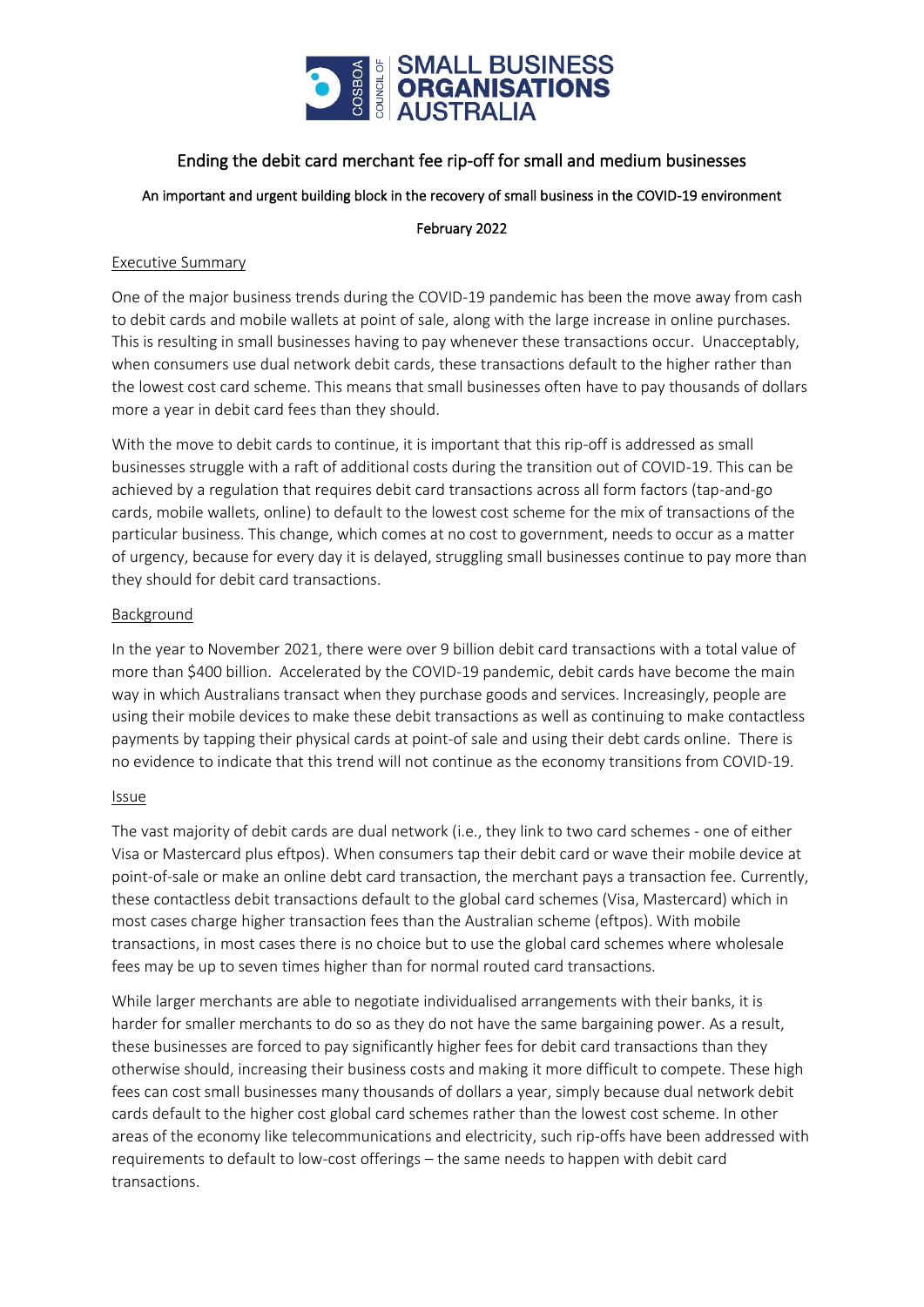COSBOA COUNCIL OF SMALL BUSINESS ORGANISATIONS AUSTRALIA

# Ending the debit card merchant fee rip-off for small and medium businesses

An important and urgent building block in the recovery of small business in the COVID-19 environment

February 2022

## Executive Summary

One of the major business trends during the COVID-19 pandemic has been the move away from cash to debit cards and mobile wallets at point of sale, along with the large increase in online purchases. This is resulting in small businesses having to pay whenever these transactions occur. Unacceptably, when consumers use dual network debit cards, these transactions default to the higher rather than the lowest cost card scheme. This means that small businesses often have to pay thousands of dollars more a year in debit card fees than they should.

With the move to debit cards to continue, it is important that this rip-off is addressed as small businesses struggle with a raft of additional costs during the transition out of COVID-19. This can be achieved by a regulation that requires debit card transactions across all form factors (tap-and-go cards, mobile wallets, online) to default to the lowest cost scheme for the mix of transactions of the particular business. This change, which comes at no cost to government, needs to occur as a matter of urgency, because for every day it is delayed, struggling small businesses continue to pay more than they should for debit card transactions.

## Background

In the year to November 2021, there were over 9 billion debit card transactions with a total value of more than $400 billion. Accelerated by the COVID-19 pandemic, debit cards have become the main way in which Australians transact when they purchase goods and services. Increasingly, people are using their mobile devices to make these debit transactions as well as continuing to make contactless payments by tapping their physical cards at point-of sale and using their debt cards online. There is no evidence to indicate that this trend will not continue as the economy transitions from COVID-19.

## Issue

The vast majority of debit cards are dual network (i.e., they link to two card schemes - one of either Visa or Mastercard plus eftpos). When consumers tap their debit card or wave their mobile device at point-of-sale or make an online debt card transaction, the merchant pays a transaction fee. Currently, these contactless debit transactions default to the global card schemes (Visa, Mastercard) which in most cases charge higher transaction fees than the Australian scheme (eftpos). With mobile transactions, in most cases there is no choice but to use the global card schemes where wholesale fees may be up to seven times higher than for normal routed card transactions.

While larger merchants are able to negotiate individualised arrangements with their banks, it is harder for smaller merchants to do so as they do not have the same bargaining power. As a result, these businesses are forced to pay significantly higher fees for debit card transactions than they otherwise should, increasing their business costs and making it more difficult to compete. These high fees can cost small businesses many thousands of dollars a year, simply because dual network debit cards default to the higher cost global card schemes rather than the lowest cost scheme. In other areas of the economy like telecommunications and electricity, such rip-offs have been addressed with requirements to default to low-cost offerings – the same needs to happen with debit card transactions.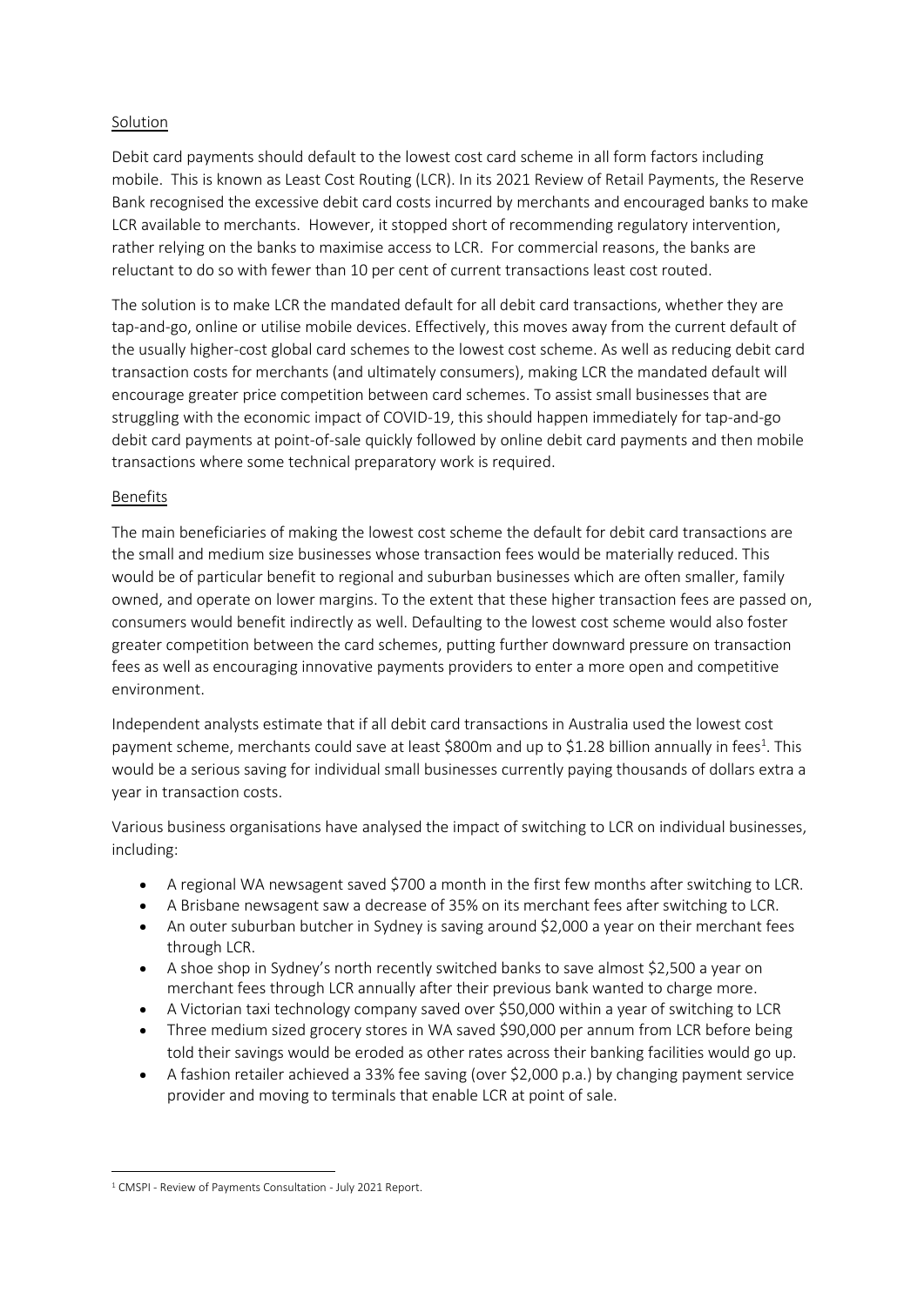Solution

Debit card payments should default to the lowest cost card scheme in all form factors including mobile. This is known as Least Cost Routing (LCR). In its 2021 Review of Retail Payments, the Reserve Bank recognised the excessive debit card costs incurred by merchants and encouraged banks to make LCR available to merchants. However, it stopped short of recommending regulatory intervention, rather relying on the banks to maximise access to LCR. For commercial reasons, the banks are reluctant to do so with fewer than 10 per cent of current transactions least cost routed.

The solution is to make LCR the mandated default for all debit card transactions, whether they are tap-and-go, online or utilise mobile devices. Effectively, this moves away from the current default of the usually higher-cost global card schemes to the lowest cost scheme. As well as reducing debit card transaction costs for merchants (and ultimately consumers), making LCR the mandated default will encourage greater price competition between card schemes. To assist small businesses that are struggling with the economic impact of COVID-19, this should happen immediately for tap-and-go debit card payments at point-of-sale quickly followed by online debit card payments and then mobile transactions where some technical preparatory work is required.

Benefits

The main beneficiaries of making the lowest cost scheme the default for debit card transactions are the small and medium size businesses whose transaction fees would be materially reduced. This would be of particular benefit to regional and suburban businesses which are often smaller, family owned, and operate on lower margins. To the extent that these higher transaction fees are passed on, consumers would benefit indirectly as well. Defaulting to the lowest cost scheme would also foster greater competition between the card schemes, putting further downward pressure on transaction fees as well as encouraging innovative payments providers to enter a more open and competitive environment.

Independent analysts estimate that if all debit card transactions in Australia used the lowest cost payment scheme, merchants could save at least $800m and up to $1.28 billion annually in fees[1]. This would be a serious saving for individual small businesses currently paying thousands of dollars extra a year in transaction costs.

Various business organisations have analysed the impact of switching to LCR on individual businesses, including:

- A regional WA newsagent saved $700 a month in the first few months after switching to LCR.
- A Brisbane newsagent saw a decrease of 35% on its merchant fees after switching to LCR.
- An outer suburban butcher in Sydney is saving around $2,000 a year on their merchant fees through LCR.
- A shoe shop in Sydney's north recently switched banks to save almost $2,500 a year on merchant fees through LCR annually after their previous bank wanted to charge more.
- A Victorian taxi technology company saved over $50,000 within a year of switching to LCR
- Three medium sized grocery stores in WA saved $90,000 per annum from LCR before being told their savings would be eroded as other rates across their banking facilities would go up.
- A fashion retailer achieved a 33% fee saving (over $2,000 p.a.) by changing payment service provider and moving to terminals that enable LCR at point of sale.

[1] CMSPI - Review of Payments Consultation - July 2021 Report.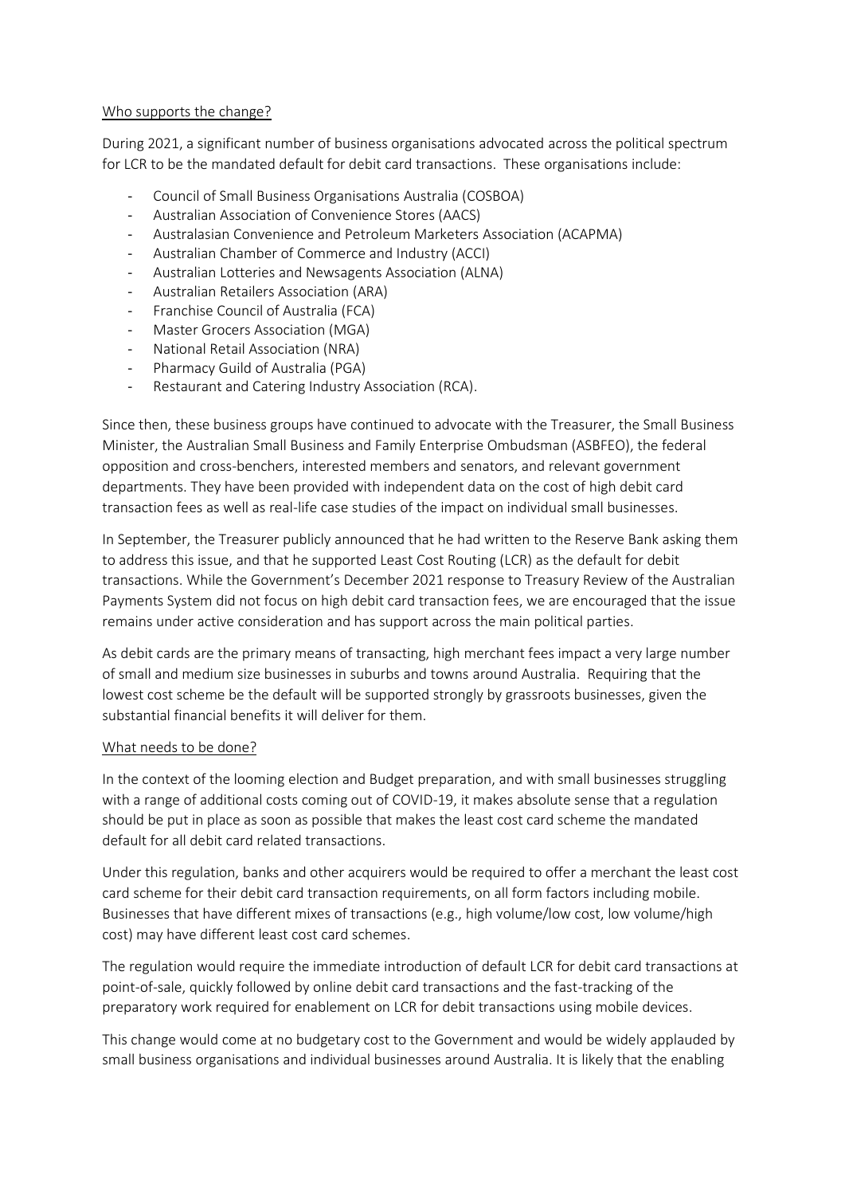Who supports the change?

During 2021, a significant number of business organisations advocated across the political spectrum for LCR to be the mandated default for debit card transactions. These organisations include:

- Council of Small Business Organisations Australia (COSBOA)
- Australian Association of Convenience Stores (AACS)
- Australasian Convenience and Petroleum Marketers Association (ACAPMA)
- Australian Chamber of Commerce and Industry (ACCI)
- Australian Lotteries and Newsagents Association (ALNA)
- Australian Retailers Association (ARA)
- Franchise Council of Australia (FCA)
- Master Grocers Association (MGA)
- National Retail Association (NRA)
- Pharmacy Guild of Australia (PGA)
- Restaurant and Catering Industry Association (RCA).

Since then, these business groups have continued to advocate with the Treasurer, the Small Business Minister, the Australian Small Business and Family Enterprise Ombudsman (ASBFEO), the federal opposition and cross-benchers, interested members and senators, and relevant government departments. They have been provided with independent data on the cost of high debit card transaction fees as well as real-life case studies of the impact on individual small businesses.

In September, the Treasurer publicly announced that he had written to the Reserve Bank asking them to address this issue, and that he supported Least Cost Routing (LCR) as the default for debit transactions. While the Government's December 2021 response to Treasury Review of the Australian Payments System did not focus on high debit card transaction fees, we are encouraged that the issue remains under active consideration and has support across the main political parties.

As debit cards are the primary means of transacting, high merchant fees impact a very large number of small and medium size businesses in suburbs and towns around Australia. Requiring that the lowest cost scheme be the default will be supported strongly by grassroots businesses, given the substantial financial benefits it will deliver for them.

What needs to be done?

In the context of the looming election and Budget preparation, and with small businesses struggling with a range of additional costs coming out of COVID-19, it makes absolute sense that a regulation should be put in place as soon as possible that makes the least cost card scheme the mandated default for all debit card related transactions.

Under this regulation, banks and other acquirers would be required to offer a merchant the least cost card scheme for their debit card transaction requirements, on all form factors including mobile. Businesses that have different mixes of transactions (e.g., high volume/low cost, low volume/high cost) may have different least cost card schemes.

The regulation would require the immediate introduction of default LCR for debit card transactions at point-of-sale, quickly followed by online debit card transactions and the fast-tracking of the preparatory work required for enablement on LCR for debit transactions using mobile devices.

This change would come at no budgetary cost to the Government and would be widely applauded by small business organisations and individual businesses around Australia. It is likely that the enabling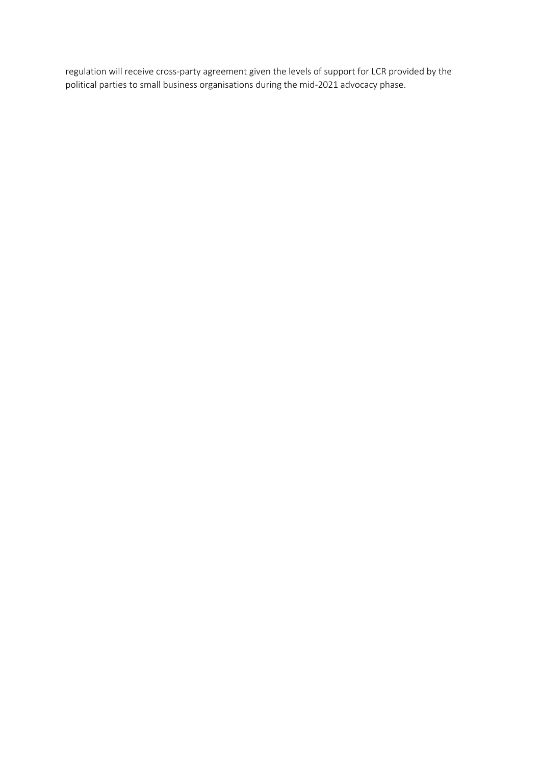regulation will receive cross-party agreement given the levels of support for LCR provided by the political parties to small business organisations during the mid-2021 advocacy phase.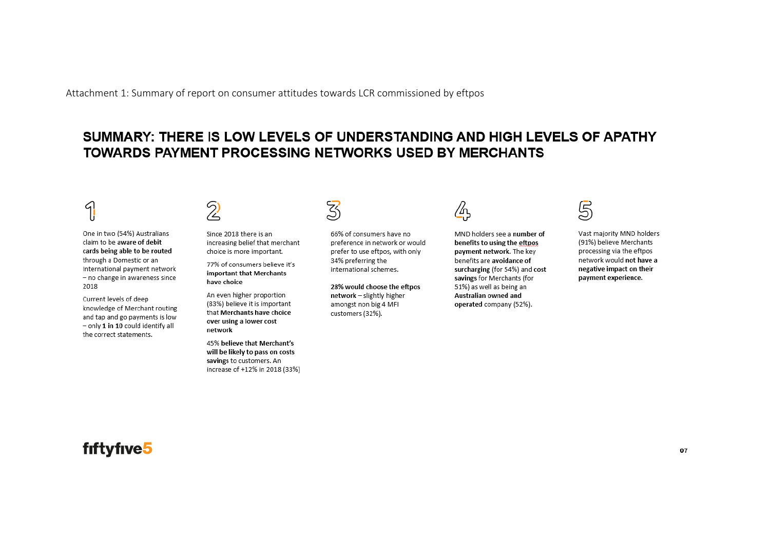Attachment 1: Summary of report on consumer attitudes towards LCR commissioned by eftpos

## SUMMARY: THERE IS LOW LEVELS OF UNDERSTANDING AND HIGH LEVELS OF APATHY TOWARDS PAYMENT PROCESSING NETWORKS USED BY MERCHANTS

### 1

One in two (54%) Australians claim to be **aware of debit cards being able to be routed** through a Domestic or an International payment network – no change in awareness since 2018

Current levels of deep knowledge of Merchant routing and tap and go payments is low – only **1 in 10** could identify all the correct statements.

### 2

Since 2018 there is an increasing belief that merchant choice is more important.

77% of consumers believe it's **important that Merchants have choice**

An even higher proportion (83%) believe it is important that **Merchants have choice over using a lower cost network**

45% **believe that Merchant's will be likely to pass on costs savings** to customers. An increase of +12% in 2018 (33%)

### 3

66% of consumers have no preference in network or would prefer to use eftpos, with only 34% preferring the international schemes.

**28% would choose the eftpos network** – slightly higher amongst non big 4 MFI customers (32%).

### 4

MND holders see a **number of benefits to using the eftpos payment network.** The key benefits are **avoidance of surcharging** (for 54%) and **cost savings** for Merchants (for 51%) as well as being an **Australian owned and operated** company (52%).

### 5

Vast majority MND holders (91%) believe Merchants processing via the eftpos network would **not have a negative impact on their payment experience.**

fiftyfive5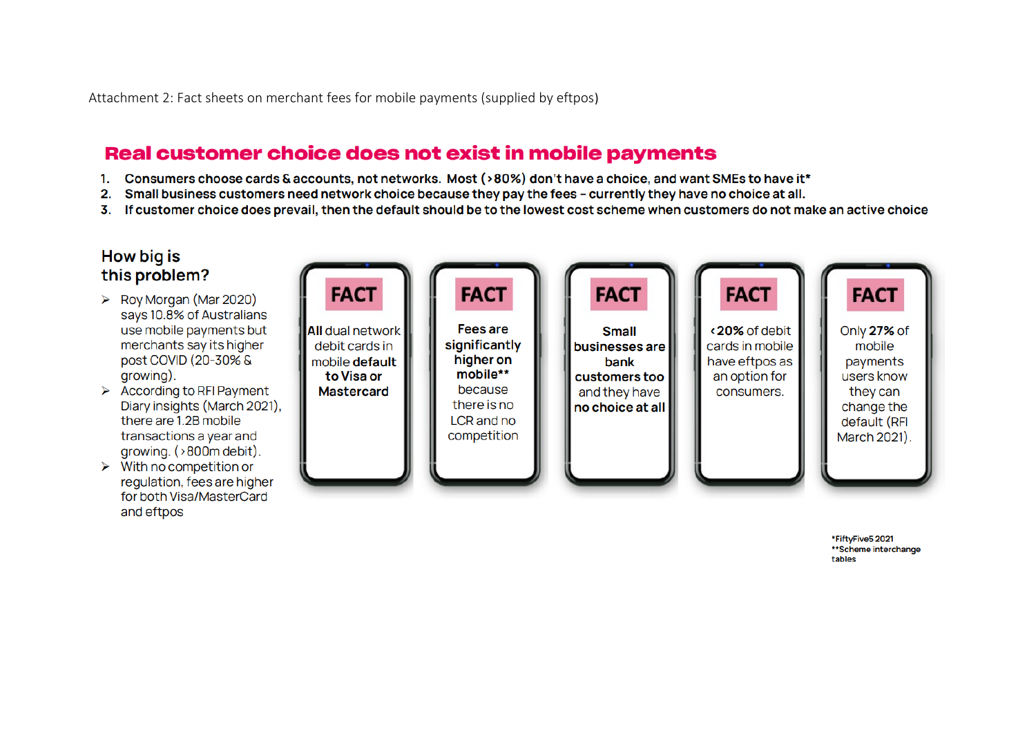Attachment 2: Fact sheets on merchant fees for mobile payments (supplied by eftpos)

## Real customer choice does not exist in mobile payments

1. **Consumers choose cards & accounts, not networks. Most (>80%) don't have a choice, and want SMEs to have it***
2. **Small business customers need network choice because they pay the fees - currently they have no choice at all.**
3. **If customer choice does prevail, then the default should be to the lowest cost scheme when customers do not make an active choice**

### How big is this problem?

- Roy Morgan (Mar 2020) says 10.8% of Australians use mobile payments but merchants say its higher post COVID (20-30% & growing).
- According to RFI Payment Diary insights (March 2021), there are 1.2B mobile transactions a year and growing. (>800m debit).
- With no competition or regulation, fees are higher for both Visa/MasterCard and eftpos

**FACT**

**All** dual network debit cards in mobile **default to Visa or Mastercard**

**FACT**

**Fees are significantly higher on mobile**** because there is no LCR and no competition

**FACT**

**Small businesses are bank customers too** and they have **no choice at all**

**FACT**

**<20%** of debit cards in mobile have eftpos as an option for consumers.

**FACT**

Only **27%** of mobile payments users know they can change the default (RFI March 2021).

*FiftyFive5 2021
**Scheme interchange tables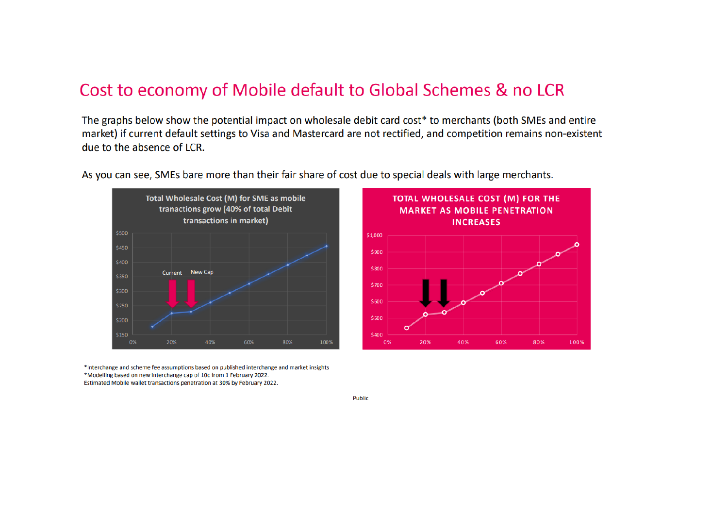# Cost to economy of Mobile default to Global Schemes & no LCR

The graphs below show the potential impact on wholesale debit card cost* to merchants (both SMEs and entire market) if current default settings to Visa and Mastercard are not rectified, and competition remains non-existent due to the absence of LCR.

As you can see, SMEs bare more than their fair share of cost due to special deals with large merchants.

**Total Wholesale Cost (M) for SME as mobile tranactions grow (40% of total Debit transactions in market)**

**TOTAL WHOLESALE COST (M) FOR THE MARKET AS MOBILE PENETRATION INCREASES**

*Interchange and scheme fee assumptions based on published interchange and market insights
*Modelling based on new interchange cap of 10c from 1 February 2022.
Estimated Mobile wallet transactions penetration at 30% by February 2022.

Public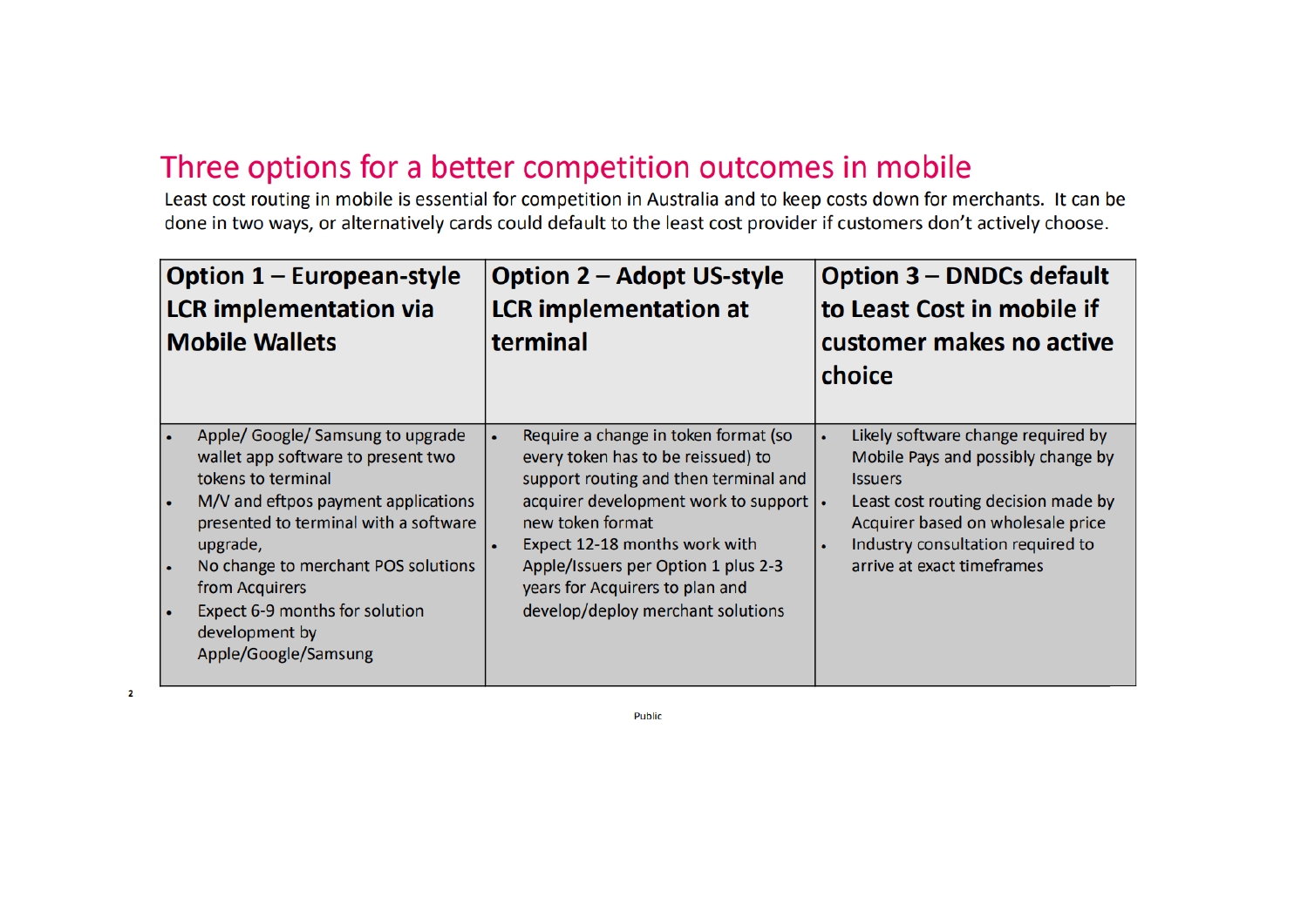# Three options for a better competition outcomes in mobile

Least cost routing in mobile is essential for competition in Australia and to keep costs down for merchants. It can be done in two ways, or alternatively cards could default to the least cost provider if customers don't actively choose.

| Option 1 – European-style LCR implementation via Mobile Wallets | Option 2 – Adopt US-style LCR implementation at terminal | Option 3 – DNDCs default to Least Cost in mobile if customer makes no active choice |
|---|---|---|
| • Apple/ Google/ Samsung to upgrade wallet app software to present two tokens to terminal<br>• M/V and eftpos payment applications presented to terminal with a software upgrade,<br>• No change to merchant POS solutions from Acquirers<br>• Expect 6-9 months for solution development by Apple/Google/Samsung | • Require a change in token format (so every token has to be reissued) to support routing and then terminal and acquirer development work to support new token format<br>• Expect 12-18 months work with Apple/Issuers per Option 1 plus 2-3 years for Acquirers to plan and develop/deploy merchant solutions | • Likely software change required by Mobile Pays and possibly change by Issuers<br>• Least cost routing decision made by Acquirer based on wholesale price<br>• Industry consultation required to arrive at exact timeframes |

Public